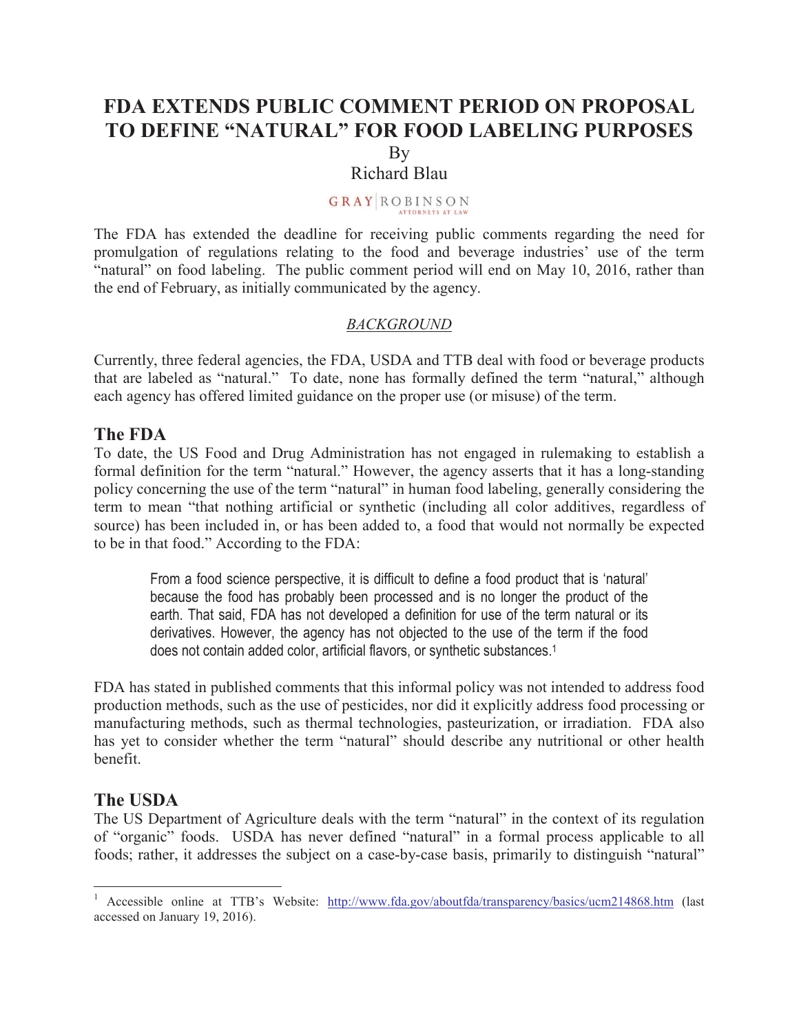# FDA EXTENDS PUBLIC COMMENT PERIOD ON PROPOSAL TO DEFINE "NATURAL" FOR FOOD LABELING PURPOSES

By

Richard Blau

GRAY | ROBINSON ATTORNEYS AT LAW

The FDA has extended the deadline for receiving public comments regarding the need for promulgation of regulations relating to the food and beverage industries' use of the term "natural" on food labeling. The public comment period will end on May 10, 2016, rather than the end of February, as initially communicated by the agency.

<u>*BACKGROUND*</u>

Currently, three federal agencies, the FDA, USDA and TTB deal with food or beverage products that are labeled as "natural." To date, none has formally defined the term "natural," although each agency has offered limited guidance on the proper use (or misuse) of the term.

## The FDA

To date, the US Food and Drug Administration has not engaged in rulemaking to establish a formal definition for the term "natural." However, the agency asserts that it has a long-standing policy concerning the use of the term "natural" in human food labeling, generally considering the term to mean "that nothing artificial or synthetic (including all color additives, regardless of source) has been included in, or has been added to, a food that would not normally be expected to be in that food." According to the FDA:

> From a food science perspective, it is difficult to define a food product that is 'natural' because the food has probably been processed and is no longer the product of the earth. That said, FDA has not developed a definition for use of the term natural or its derivatives. However, the agency has not objected to the use of the term if the food does not contain added color, artificial flavors, or synthetic substances.[1]

FDA has stated in published comments that this informal policy was not intended to address food production methods, such as the use of pesticides, nor did it explicitly address food processing or manufacturing methods, such as thermal technologies, pasteurization, or irradiation. FDA also has yet to consider whether the term "natural" should describe any nutritional or other health benefit.

## The USDA

The US Department of Agriculture deals with the term "natural" in the context of its regulation of "organic" foods. USDA has never defined "natural" in a formal process applicable to all foods; rather, it addresses the subject on a case-by-case basis, primarily to distinguish "natural"

---

[1] Accessible online at TTB's Website: http://www.fda.gov/aboutfda/transparency/basics/ucm214868.htm (last accessed on January 19, 2016).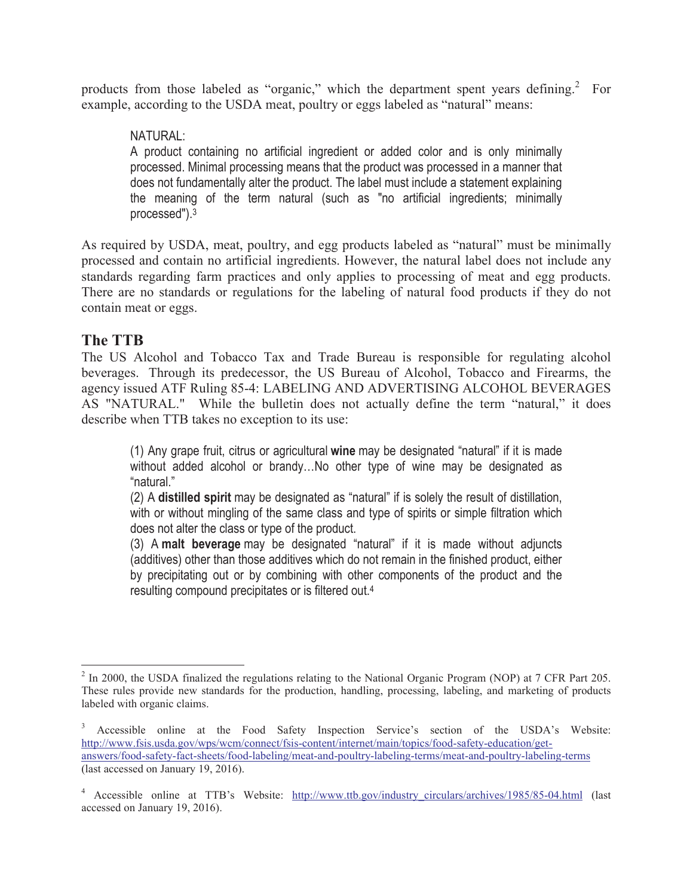products from those labeled as "organic," which the department spent years defining.[2] For example, according to the USDA meat, poultry or eggs labeled as "natural" means:

> NATURAL:
> A product containing no artificial ingredient or added color and is only minimally processed. Minimal processing means that the product was processed in a manner that does not fundamentally alter the product. The label must include a statement explaining the meaning of the term natural (such as "no artificial ingredients; minimally processed").[3]

As required by USDA, meat, poultry, and egg products labeled as "natural" must be minimally processed and contain no artificial ingredients. However, the natural label does not include any standards regarding farm practices and only applies to processing of meat and egg products. There are no standards or regulations for the labeling of natural food products if they do not contain meat or eggs.

## The TTB

The US Alcohol and Tobacco Tax and Trade Bureau is responsible for regulating alcohol beverages. Through its predecessor, the US Bureau of Alcohol, Tobacco and Firearms, the agency issued ATF Ruling 85-4: LABELING AND ADVERTISING ALCOHOL BEVERAGES AS "NATURAL." While the bulletin does not actually define the term "natural," it does describe when TTB takes no exception to its use:

> (1) Any grape fruit, citrus or agricultural **wine** may be designated "natural" if it is made without added alcohol or brandy…No other type of wine may be designated as "natural."
> (2) A **distilled spirit** may be designated as "natural" if is solely the result of distillation, with or without mingling of the same class and type of spirits or simple filtration which does not alter the class or type of the product.
> (3) A **malt beverage** may be designated "natural" if it is made without adjuncts (additives) other than those additives which do not remain in the finished product, either by precipitating out or by combining with other components of the product and the resulting compound precipitates or is filtered out.[4]

---

[2] In 2000, the USDA finalized the regulations relating to the National Organic Program (NOP) at 7 CFR Part 205. These rules provide new standards for the production, handling, processing, labeling, and marketing of products labeled with organic claims.

[3] Accessible online at the Food Safety Inspection Service's section of the USDA's Website: http://www.fsis.usda.gov/wps/wcm/connect/fsis-content/internet/main/topics/food-safety-education/get-answers/food-safety-fact-sheets/food-labeling/meat-and-poultry-labeling-terms/meat-and-poultry-labeling-terms (last accessed on January 19, 2016).

[4] Accessible online at TTB's Website: http://www.ttb.gov/industry_circulars/archives/1985/85-04.html (last accessed on January 19, 2016).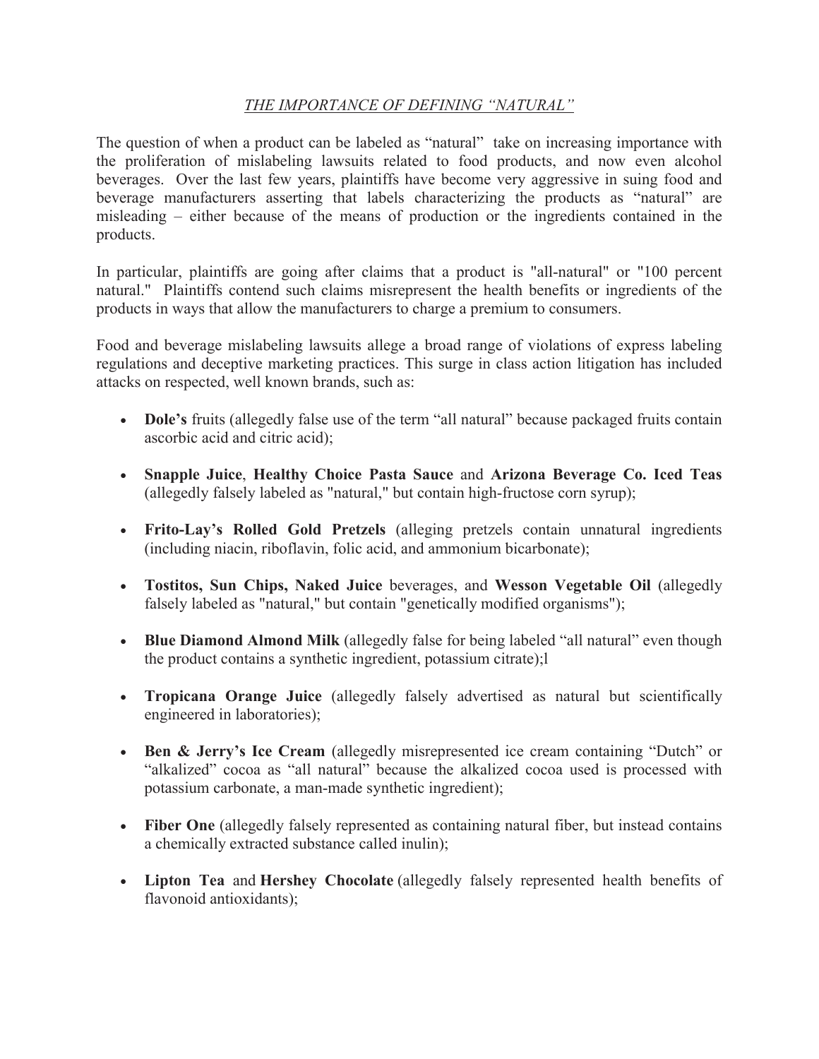*THE IMPORTANCE OF DEFINING "NATURAL"*

The question of when a product can be labeled as "natural" take on increasing importance with the proliferation of mislabeling lawsuits related to food products, and now even alcohol beverages. Over the last few years, plaintiffs have become very aggressive in suing food and beverage manufacturers asserting that labels characterizing the products as "natural" are misleading – either because of the means of production or the ingredients contained in the products.

In particular, plaintiffs are going after claims that a product is "all-natural" or "100 percent natural." Plaintiffs contend such claims misrepresent the health benefits or ingredients of the products in ways that allow the manufacturers to charge a premium to consumers.

Food and beverage mislabeling lawsuits allege a broad range of violations of express labeling regulations and deceptive marketing practices. This surge in class action litigation has included attacks on respected, well known brands, such as:

- **Dole's** fruits (allegedly false use of the term "all natural" because packaged fruits contain ascorbic acid and citric acid);
- **Snapple Juice**, **Healthy Choice Pasta Sauce** and **Arizona Beverage Co. Iced Teas** (allegedly falsely labeled as "natural," but contain high-fructose corn syrup);
- **Frito-Lay's Rolled Gold Pretzels** (alleging pretzels contain unnatural ingredients (including niacin, riboflavin, folic acid, and ammonium bicarbonate);
- **Tostitos, Sun Chips, Naked Juice** beverages, and **Wesson Vegetable Oil** (allegedly falsely labeled as "natural," but contain "genetically modified organisms");
- **Blue Diamond Almond Milk** (allegedly false for being labeled "all natural" even though the product contains a synthetic ingredient, potassium citrate);l
- **Tropicana Orange Juice** (allegedly falsely advertised as natural but scientifically engineered in laboratories);
- **Ben & Jerry's Ice Cream** (allegedly misrepresented ice cream containing "Dutch" or "alkalized" cocoa as "all natural" because the alkalized cocoa used is processed with potassium carbonate, a man-made synthetic ingredient);
- **Fiber One** (allegedly falsely represented as containing natural fiber, but instead contains a chemically extracted substance called inulin);
- **Lipton Tea** and **Hershey Chocolate** (allegedly falsely represented health benefits of flavonoid antioxidants);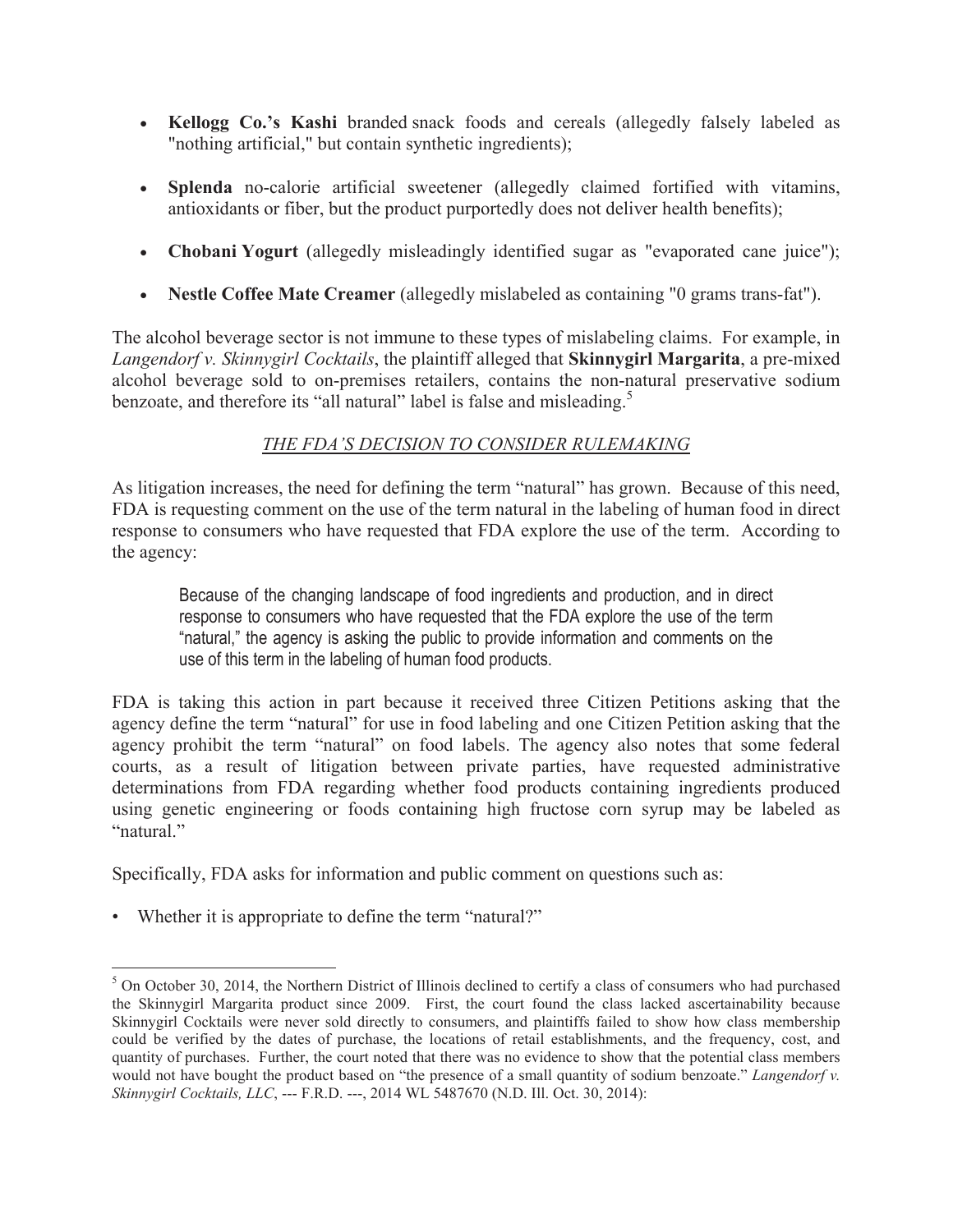- **Kellogg Co.'s Kashi** branded snack foods and cereals (allegedly falsely labeled as "nothing artificial," but contain synthetic ingredients);
- **Splenda** no-calorie artificial sweetener (allegedly claimed fortified with vitamins, antioxidants or fiber, but the product purportedly does not deliver health benefits);
- **Chobani Yogurt** (allegedly misleadingly identified sugar as "evaporated cane juice");
- **Nestle Coffee Mate Creamer** (allegedly mislabeled as containing "0 grams trans-fat").

The alcohol beverage sector is not immune to these types of mislabeling claims. For example, in *Langendorf v. Skinnygirl Cocktails*, the plaintiff alleged that **Skinnygirl Margarita**, a pre-mixed alcohol beverage sold to on-premises retailers, contains the non-natural preservative sodium benzoate, and therefore its "all natural" label is false and misleading.[5]

## *THE FDA'S DECISION TO CONSIDER RULEMAKING*

As litigation increases, the need for defining the term "natural" has grown. Because of this need, FDA is requesting comment on the use of the term natural in the labeling of human food in direct response to consumers who have requested that FDA explore the use of the term. According to the agency:

> Because of the changing landscape of food ingredients and production, and in direct response to consumers who have requested that the FDA explore the use of the term "natural," the agency is asking the public to provide information and comments on the use of this term in the labeling of human food products.

FDA is taking this action in part because it received three Citizen Petitions asking that the agency define the term "natural" for use in food labeling and one Citizen Petition asking that the agency prohibit the term "natural" on food labels. The agency also notes that some federal courts, as a result of litigation between private parties, have requested administrative determinations from FDA regarding whether food products containing ingredients produced using genetic engineering or foods containing high fructose corn syrup may be labeled as "natural."

Specifically, FDA asks for information and public comment on questions such as:

- Whether it is appropriate to define the term "natural?"

---

[5] On October 30, 2014, the Northern District of Illinois declined to certify a class of consumers who had purchased the Skinnygirl Margarita product since 2009. First, the court found the class lacked ascertainability because Skinnygirl Cocktails were never sold directly to consumers, and plaintiffs failed to show how class membership could be verified by the dates of purchase, the locations of retail establishments, and the frequency, cost, and quantity of purchases. Further, the court noted that there was no evidence to show that the potential class members would not have bought the product based on "the presence of a small quantity of sodium benzoate." *Langendorf v. Skinnygirl Cocktails, LLC*, --- F.R.D. ---, 2014 WL 5487670 (N.D. Ill. Oct. 30, 2014):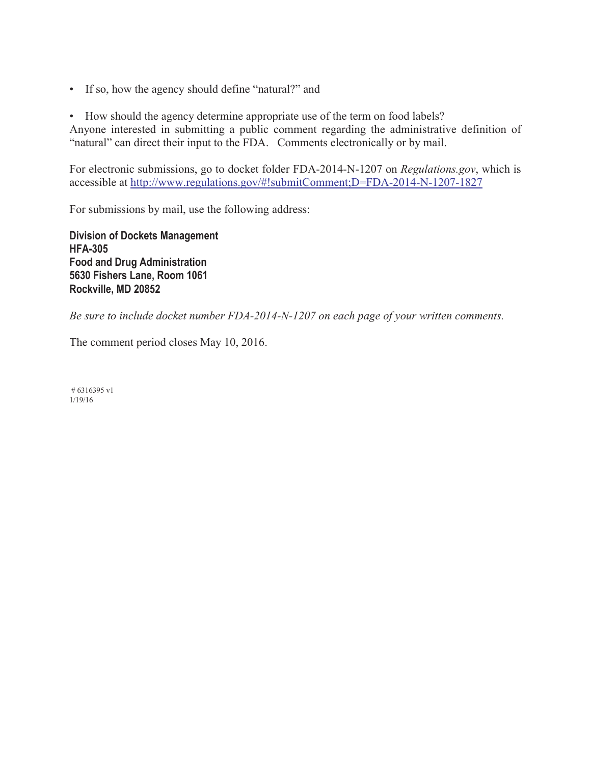- If so, how the agency should define "natural?" and

- How should the agency determine appropriate use of the term on food labels?

Anyone interested in submitting a public comment regarding the administrative definition of "natural" can direct their input to the FDA. Comments electronically or by mail.

For electronic submissions, go to docket folder FDA-2014-N-1207 on *Regulations.gov*, which is accessible at http://www.regulations.gov/#!submitComment;D=FDA-2014-N-1207-1827

For submissions by mail, use the following address:

**Division of Dockets Management**
**HFA-305**
**Food and Drug Administration**
**5630 Fishers Lane, Room 1061**
**Rockville, MD 20852**

*Be sure to include docket number FDA-2014-N-1207 on each page of your written comments.*

The comment period closes May 10, 2016.

# 6316395 v1
1/19/16